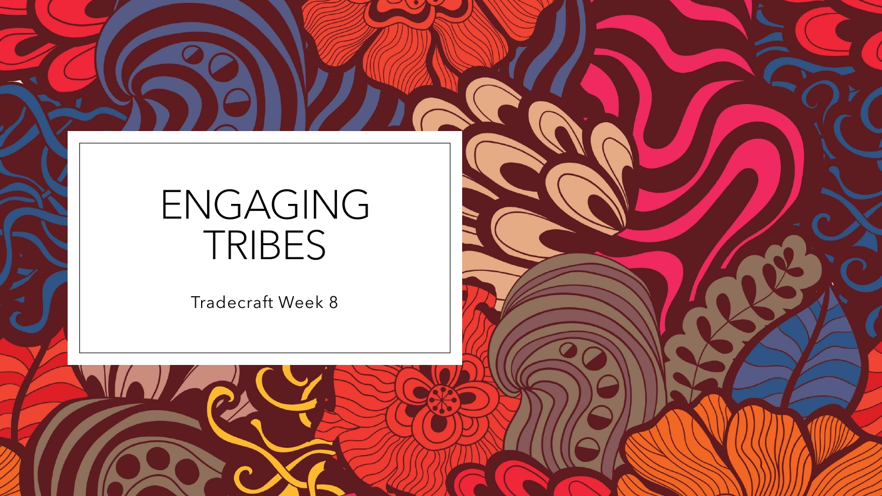# ENGAGING TRIBES

Tradecraft Week 8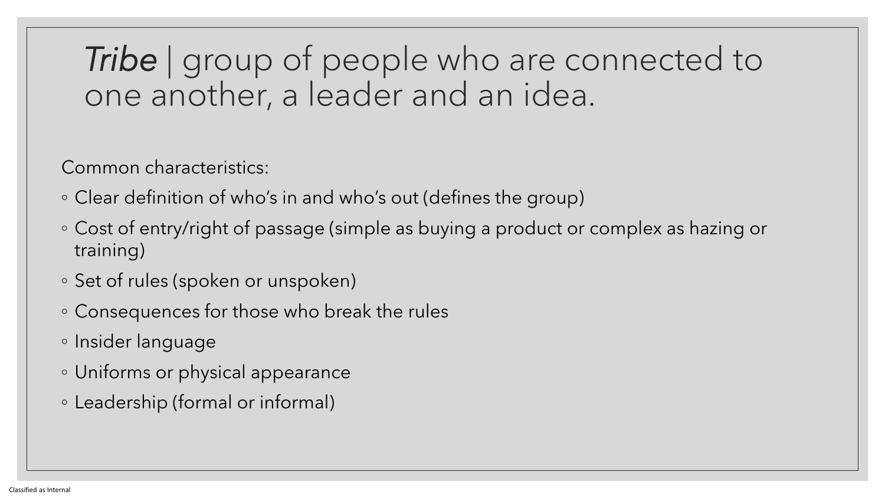# *Tribe* | group of people who are connected to one another, a leader and an idea.

Common characteristics:

- Clear definition of who's in and who's out (defines the group)
- Cost of entry/right of passage (simple as buying a product or complex as hazing or training)
- Set of rules (spoken or unspoken)
- Consequences for those who break the rules
- Insider language
- Uniforms or physical appearance
- Leadership (formal or informal)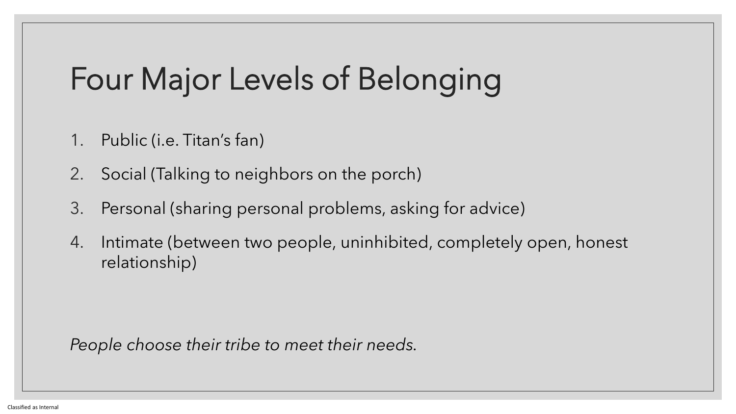# Four Major Levels of Belonging

1. Public (i.e. Titan's fan)
2. Social (Talking to neighbors on the porch)
3. Personal (sharing personal problems, asking for advice)
4. Intimate (between two people, uninhibited, completely open, honest relationship)

*People choose their tribe to meet their needs.*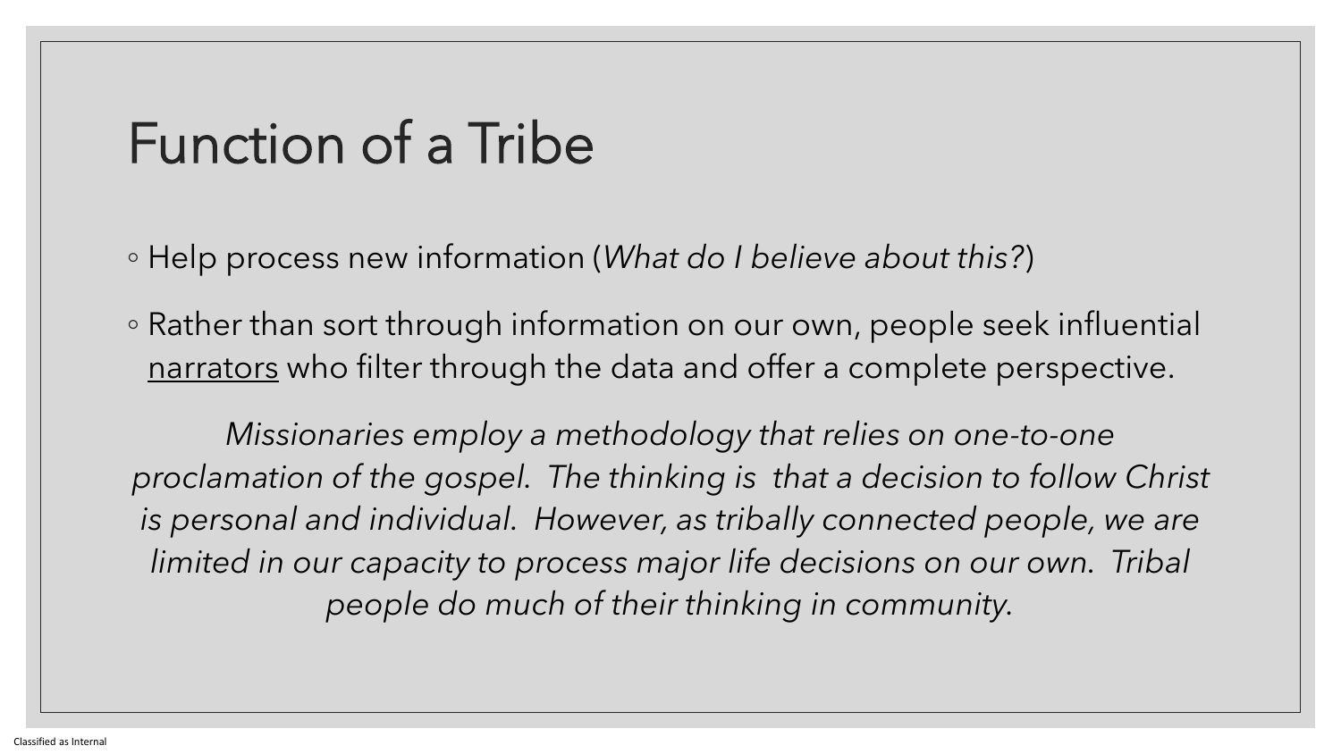# Function of a Tribe

- Help process new information (*What do I believe about this?*)
- Rather than sort through information on our own, people seek influential <u>narrators</u> who filter through the data and offer a complete perspective.

*Missionaries employ a methodology that relies on one-to-one proclamation of the gospel. The thinking is that a decision to follow Christ is personal and individual. However, as tribally connected people, we are limited in our capacity to process major life decisions on our own. Tribal people do much of their thinking in community.*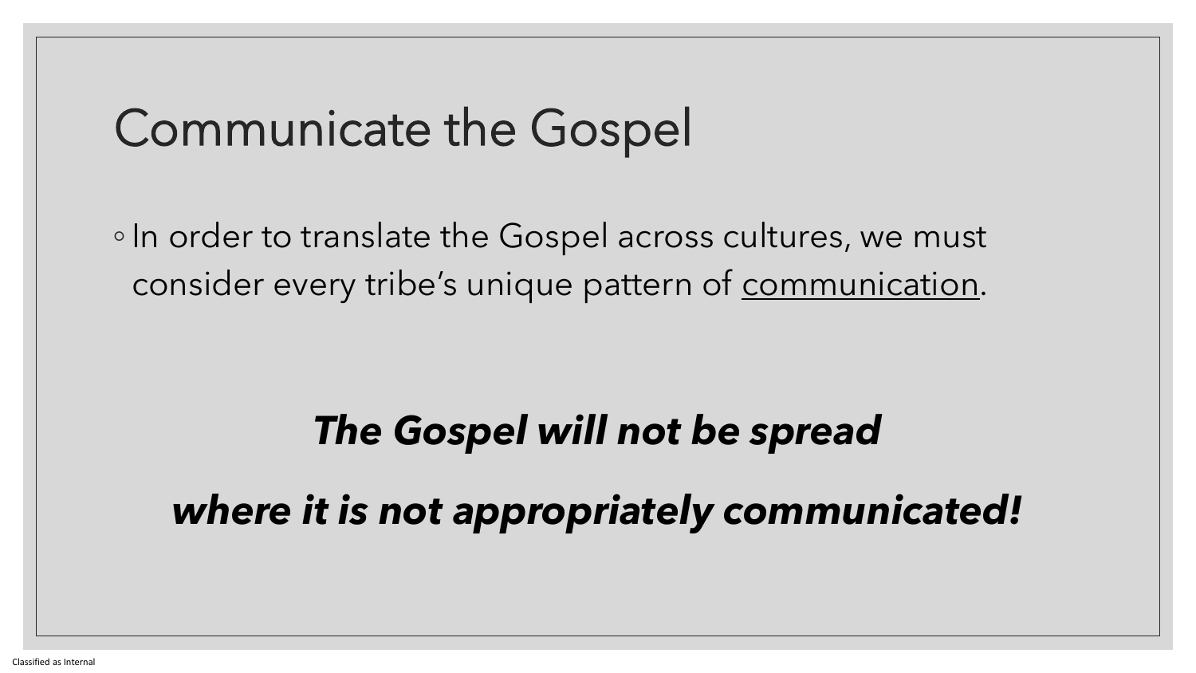# Communicate the Gospel

- In order to translate the Gospel across cultures, we must consider every tribe's unique pattern of <u>communication</u>.

***The Gospel will not be spread***

***where it is not appropriately communicated!***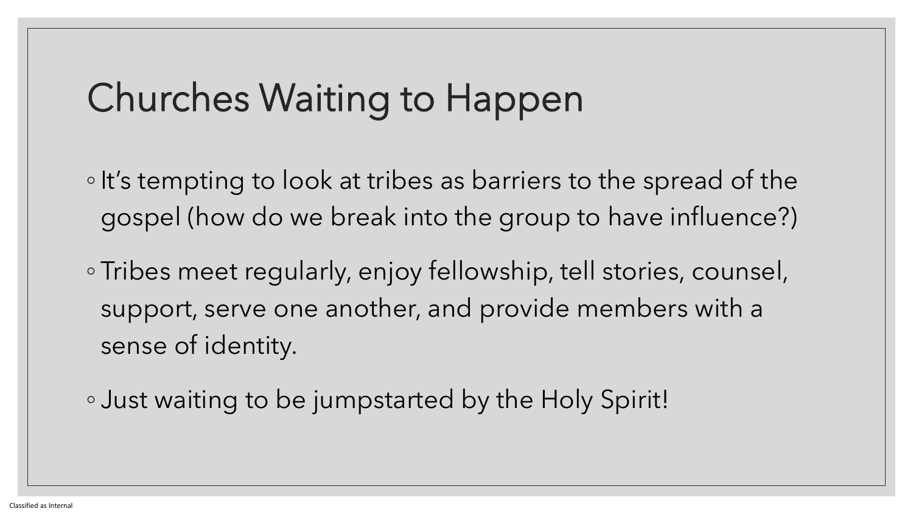# Churches Waiting to Happen

- It's tempting to look at tribes as barriers to the spread of the gospel (how do we break into the group to have influence?)
- Tribes meet regularly, enjoy fellowship, tell stories, counsel, support, serve one another, and provide members with a sense of identity.
- Just waiting to be jumpstarted by the Holy Spirit!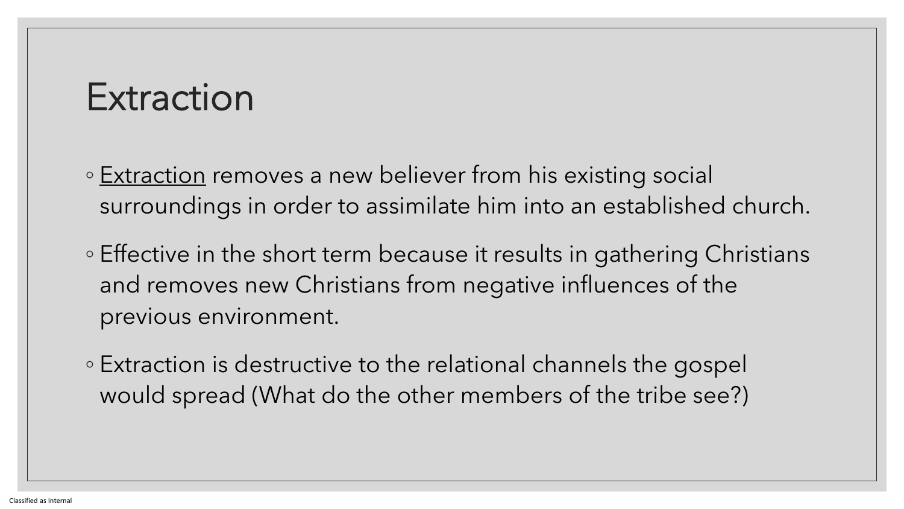# Extraction

- Extraction removes a new believer from his existing social surroundings in order to assimilate him into an established church.
- Effective in the short term because it results in gathering Christians and removes new Christians from negative influences of the previous environment.
- Extraction is destructive to the relational channels the gospel would spread (What do the other members of the tribe see?)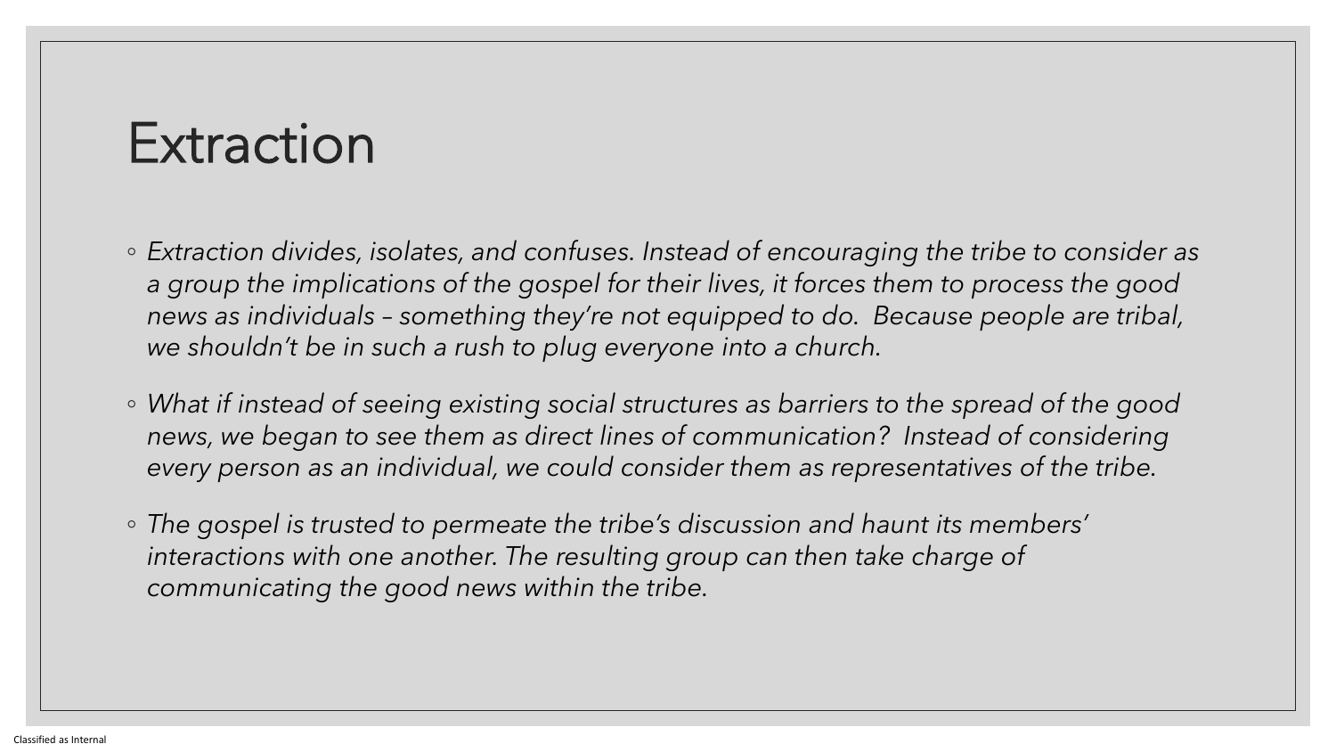# Extraction

- *Extraction divides, isolates, and confuses. Instead of encouraging the tribe to consider as a group the implications of the gospel for their lives, it forces them to process the good news as individuals – something they're not equipped to do. Because people are tribal, we shouldn't be in such a rush to plug everyone into a church.*
- *What if instead of seeing existing social structures as barriers to the spread of the good news, we began to see them as direct lines of communication? Instead of considering every person as an individual, we could consider them as representatives of the tribe.*
- *The gospel is trusted to permeate the tribe's discussion and haunt its members' interactions with one another. The resulting group can then take charge of communicating the good news within the tribe.*

Classified as Internal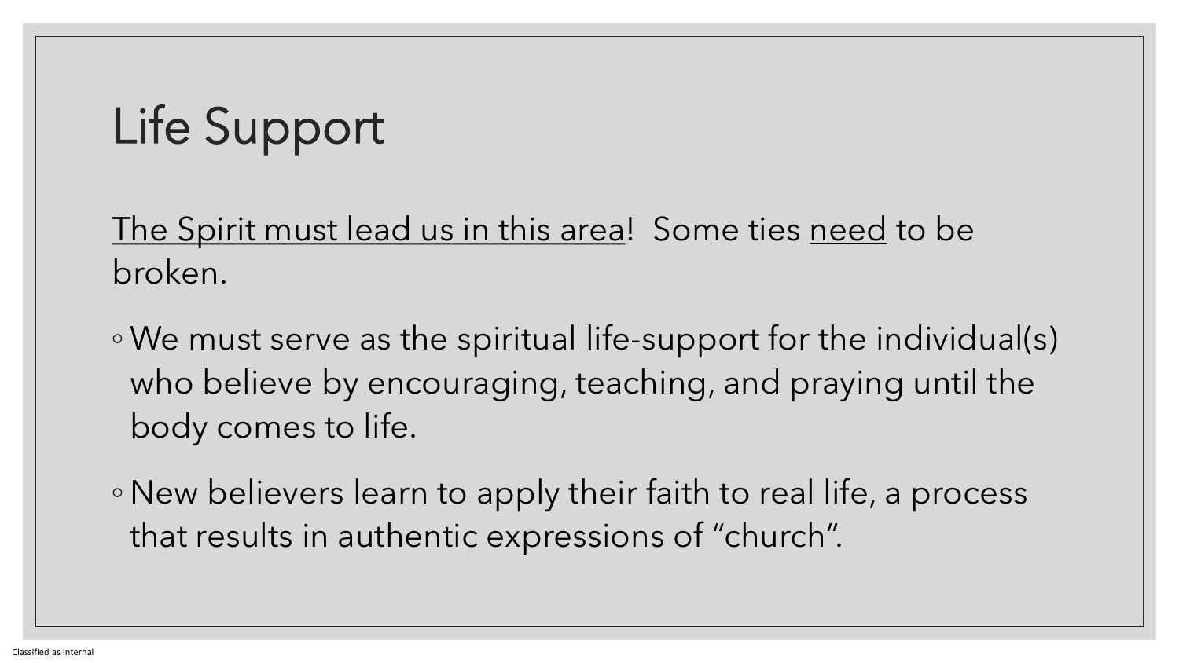# Life Support

The Spirit must lead us in this area!  Some ties need to be broken.

- We must serve as the spiritual life-support for the individual(s) who believe by encouraging, teaching, and praying until the body comes to life.
- New believers learn to apply their faith to real life, a process that results in authentic expressions of "church".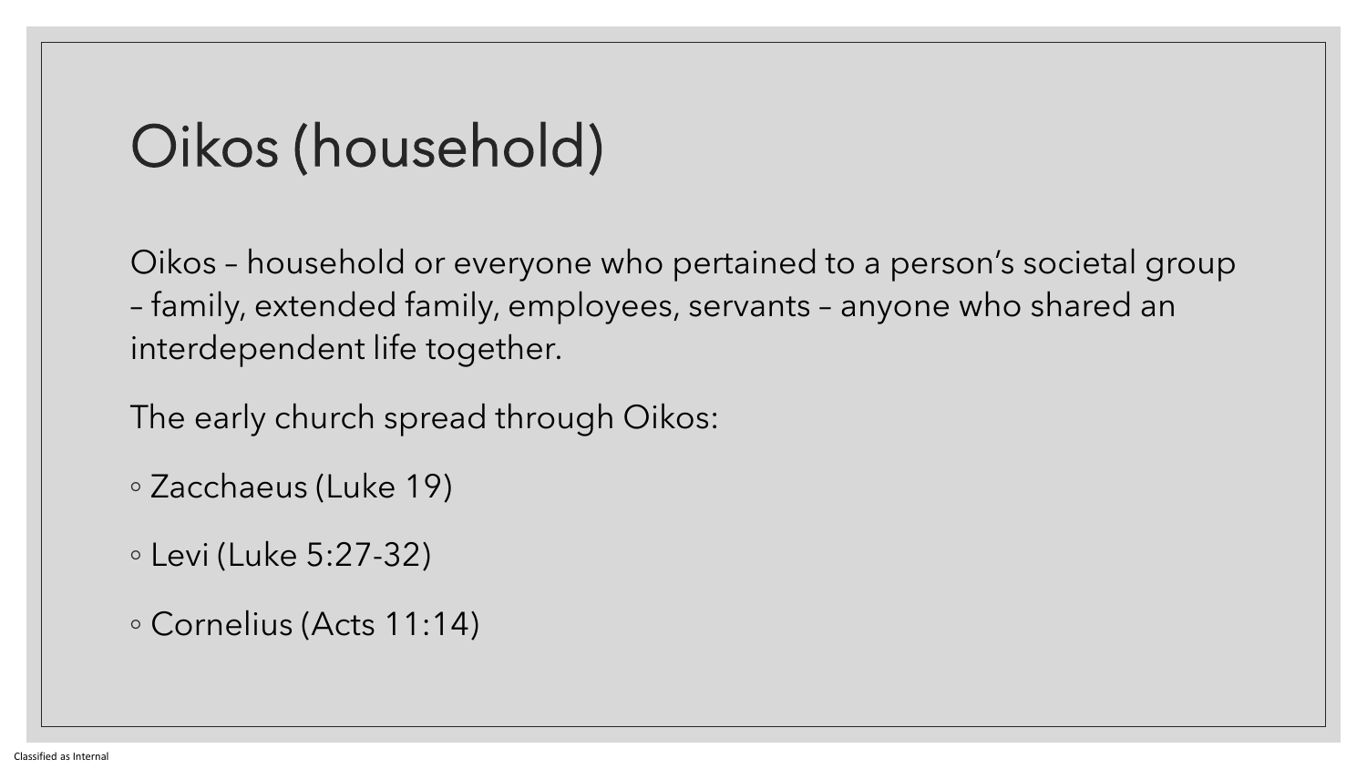# Oikos (household)

Oikos – household or everyone who pertained to a person's societal group – family, extended family, employees, servants – anyone who shared an interdependent life together.

The early church spread through Oikos:

- Zacchaeus (Luke 19)
- Levi (Luke 5:27-32)
- Cornelius (Acts 11:14)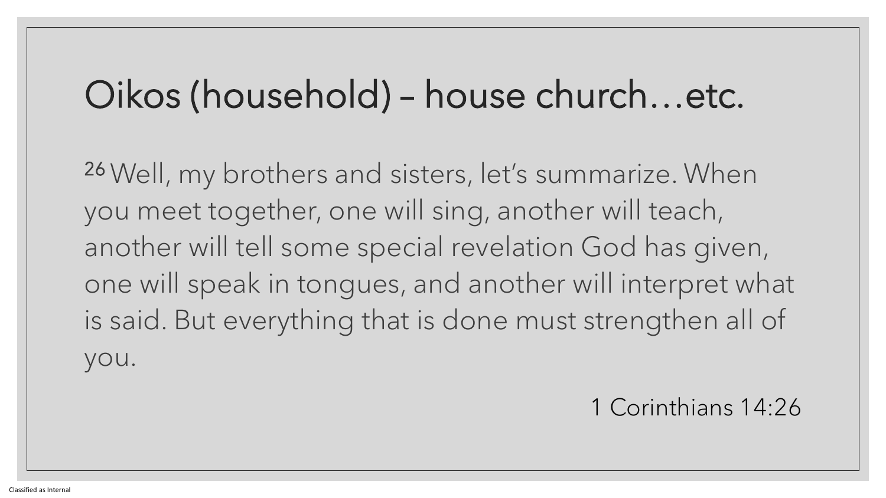# Oikos (household) – house church…etc.

[26] Well, my brothers and sisters, let's summarize. When you meet together, one will sing, another will teach, another will tell some special revelation God has given, one will speak in tongues, and another will interpret what is said. But everything that is done must strengthen all of you.

1 Corinthians 14:26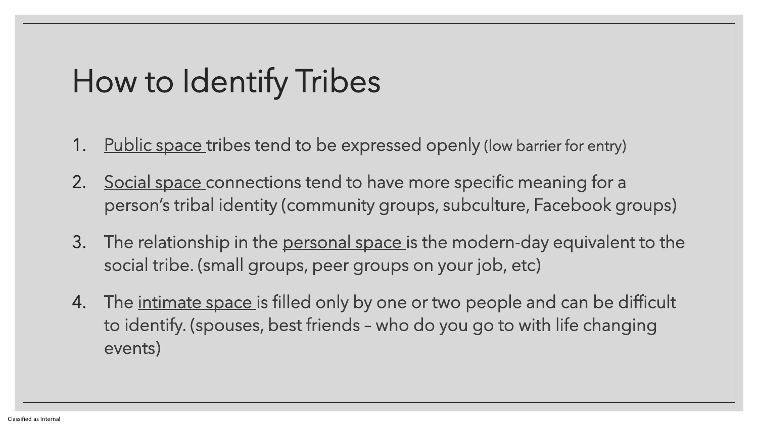# How to Identify Tribes

1. Public space tribes tend to be expressed openly (low barrier for entry)
2. Social space connections tend to have more specific meaning for a person's tribal identity (community groups, subculture, Facebook groups)
3. The relationship in the personal space is the modern-day equivalent to the social tribe. (small groups, peer groups on your job, etc)
4. The intimate space is filled only by one or two people and can be difficult to identify. (spouses, best friends – who do you go to with life changing events)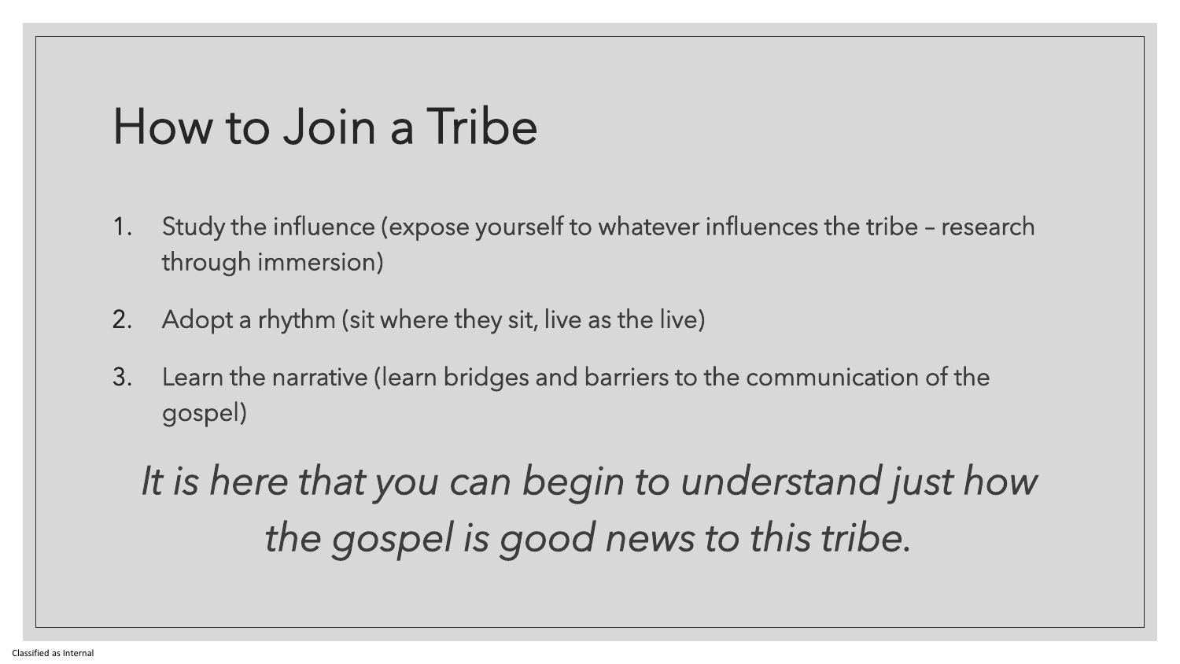# How to Join a Tribe

1. Study the influence (expose yourself to whatever influences the tribe – research through immersion)
2. Adopt a rhythm (sit where they sit, live as the live)
3. Learn the narrative (learn bridges and barriers to the communication of the gospel)

*It is here that you can begin to understand just how the gospel is good news to this tribe.*

Classified as Internal